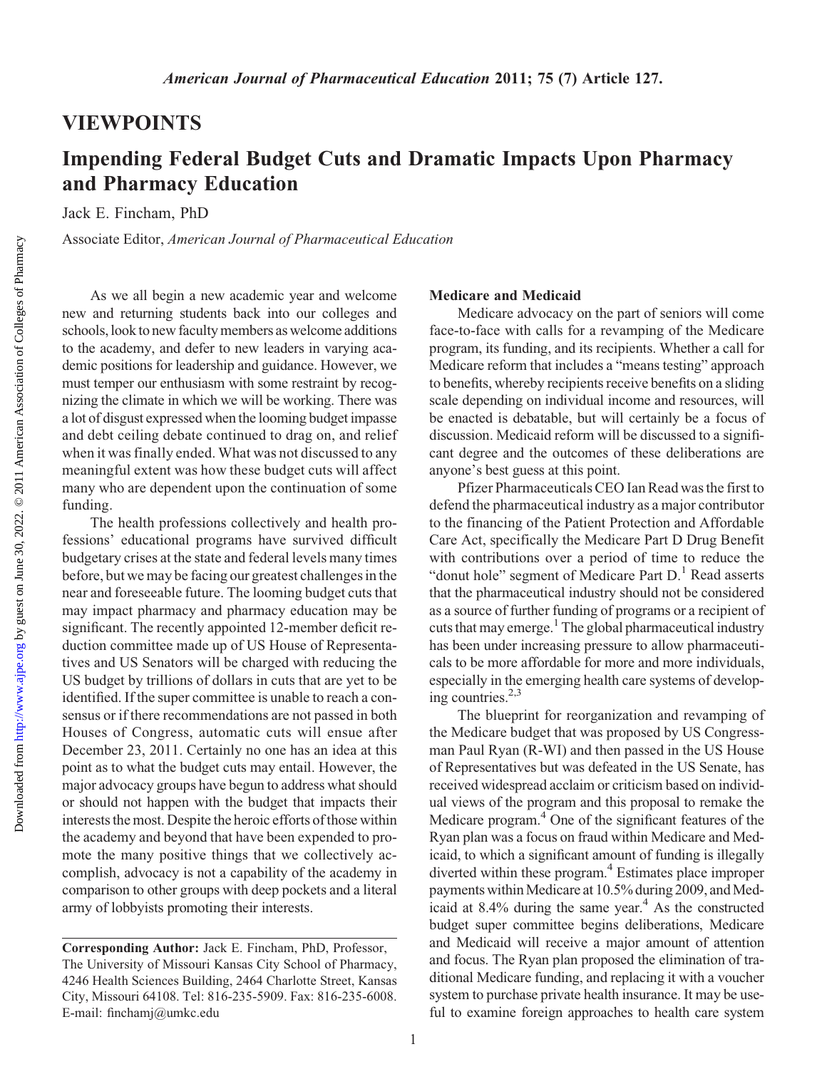# VIEWPOINTS

## Impending Federal Budget Cuts and Dramatic Impacts Upon Pharmacy and Pharmacy Education

Jack E. Fincham, PhD

Associate Editor, *American Journal of Pharmaceutical Education*

As we all begin a new academic year and welcome new and returning students back into our colleges and schools, look to new faculty members as welcome additions to the academy, and defer to new leaders in varying academic positions for leadership and guidance. However, we must temper our enthusiasm with some restraint by recognizing the climate in which we will be working. There was a lot of disgust expressed when the looming budget impasse and debt ceiling debate continued to drag on, and relief when it was finally ended. What was not discussed to any meaningful extent was how these budget cuts will affect many who are dependent upon the continuation of some funding.

The health professions collectively and health professions' educational programs have survived difficult budgetary crises at the state and federal levels many times before, but we may be facing our greatest challenges in the near and foreseeable future. The looming budget cuts that may impact pharmacy and pharmacy education may be significant. The recently appointed 12-member deficit reduction committee made up of US House of Representatives and US Senators will be charged with reducing the US budget by trillions of dollars in cuts that are yet to be identified. If the super committee is unable to reach a consensus or if there recommendations are not passed in both Houses of Congress, automatic cuts will ensue after December 23, 2011. Certainly no one has an idea at this point as to what the budget cuts may entail. However, the major advocacy groups have begun to address what should or should not happen with the budget that impacts their interests the most. Despite the heroic efforts of those within the academy and beyond that have been expended to promote the many positive things that we collectively accomplish, advocacy is not a capability of the academy in comparison to other groups with deep pockets and a literal army of lobbyists promoting their interests.

**Corresponding Author:** Jack E. Fincham, PhD, Professor, The University of Missouri Kansas City School of Pharmacy, 4246 Health Sciences Building, 2464 Charlotte Street, Kansas City, Missouri 64108. Tel: 816-235-5909. Fax: 816-235-6008. E-mail: finchamj@umkc.edu

### Medicare and Medicaid

Medicare advocacy on the part of seniors will come face-to-face with calls for a revamping of the Medicare program, its funding, and its recipients. Whether a call for Medicare reform that includes a "means testing" approach to benefits, whereby recipients receive benefits on a sliding scale depending on individual income and resources, will be enacted is debatable, but will certainly be a focus of discussion. Medicaid reform will be discussed to a significant degree and the outcomes of these deliberations are anyone's best guess at this point.

Pfizer Pharmaceuticals CEO Ian Read was the first to defend the pharmaceutical industry as a major contributor to the financing of the Patient Protection and Affordable Care Act, specifically the Medicare Part D Drug Benefit with contributions over a period of time to reduce the "donut hole" segment of Medicare Part D.[1] Read asserts that the pharmaceutical industry should not be considered as a source of further funding of programs or a recipient of cuts that may emerge.[1] The global pharmaceutical industry has been under increasing pressure to allow pharmaceuticals to be more affordable for more and more individuals, especially in the emerging health care systems of developing countries.[2,3]

The blueprint for reorganization and revamping of the Medicare budget that was proposed by US Congressman Paul Ryan (R-WI) and then passed in the US House of Representatives but was defeated in the US Senate, has received widespread acclaim or criticism based on individual views of the program and this proposal to remake the Medicare program.[4] One of the significant features of the Ryan plan was a focus on fraud within Medicare and Medicaid, to which a significant amount of funding is illegally diverted within these program.[4] Estimates place improper payments within Medicare at 10.5% during 2009, and Medicaid at 8.4% during the same year.[4] As the constructed budget super committee begins deliberations, Medicare and Medicaid will receive a major amount of attention and focus. The Ryan plan proposed the elimination of traditional Medicare funding, and replacing it with a voucher system to purchase private health insurance. It may be useful to examine foreign approaches to health care system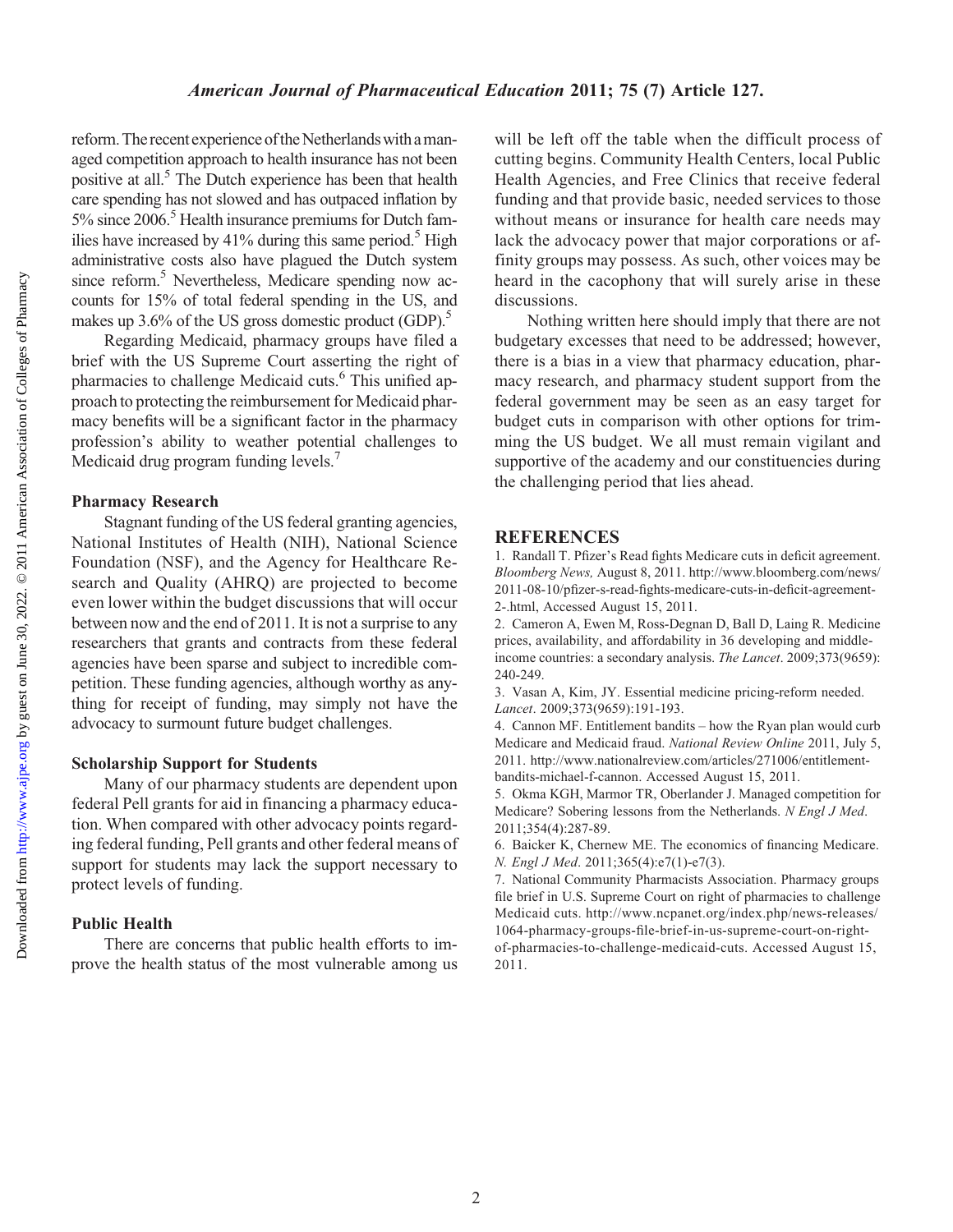reform. The recent experience of the Netherlands with a managed competition approach to health insurance has not been positive at all.[5] The Dutch experience has been that health care spending has not slowed and has outpaced inflation by 5% since 2006.[5] Health insurance premiums for Dutch families have increased by 41% during this same period.[5] High administrative costs also have plagued the Dutch system since reform.[5] Nevertheless, Medicare spending now accounts for 15% of total federal spending in the US, and makes up 3.6% of the US gross domestic product (GDP).[5]

Regarding Medicaid, pharmacy groups have filed a brief with the US Supreme Court asserting the right of pharmacies to challenge Medicaid cuts.[6] This unified approach to protecting the reimbursement for Medicaid pharmacy benefits will be a significant factor in the pharmacy profession's ability to weather potential challenges to Medicaid drug program funding levels.[7]

### Pharmacy Research

Stagnant funding of the US federal granting agencies, National Institutes of Health (NIH), National Science Foundation (NSF), and the Agency for Healthcare Research and Quality (AHRQ) are projected to become even lower within the budget discussions that will occur between now and the end of 2011. It is not a surprise to any researchers that grants and contracts from these federal agencies have been sparse and subject to incredible competition. These funding agencies, although worthy as anything for receipt of funding, may simply not have the advocacy to surmount future budget challenges.

### Scholarship Support for Students

Many of our pharmacy students are dependent upon federal Pell grants for aid in financing a pharmacy education. When compared with other advocacy points regarding federal funding, Pell grants and other federal means of support for students may lack the support necessary to protect levels of funding.

### Public Health

There are concerns that public health efforts to improve the health status of the most vulnerable among us will be left off the table when the difficult process of cutting begins. Community Health Centers, local Public Health Agencies, and Free Clinics that receive federal funding and that provide basic, needed services to those without means or insurance for health care needs may lack the advocacy power that major corporations or affinity groups may possess. As such, other voices may be heard in the cacophony that will surely arise in these discussions.

Nothing written here should imply that there are not budgetary excesses that need to be addressed; however, there is a bias in a view that pharmacy education, pharmacy research, and pharmacy student support from the federal government may be seen as an easy target for budget cuts in comparison with other options for trimming the US budget. We all must remain vigilant and supportive of the academy and our constituencies during the challenging period that lies ahead.

## REFERENCES

1. Randall T. Pfizer's Read fights Medicare cuts in deficit agreement. *Bloomberg News,* August 8, 2011. http://www.bloomberg.com/news/2011-08-10/pfizer-s-read-fights-medicare-cuts-in-deficit-agreement-2-.html, Accessed August 15, 2011.
2. Cameron A, Ewen M, Ross-Degnan D, Ball D, Laing R. Medicine prices, availability, and affordability in 36 developing and middle-income countries: a secondary analysis. *The Lancet*. 2009;373(9659):240-249.
3. Vasan A, Kim, JY. Essential medicine pricing-reform needed. *Lancet*. 2009;373(9659):191-193.
4. Cannon MF. Entitlement bandits – how the Ryan plan would curb Medicare and Medicaid fraud. *National Review Online* 2011, July 5, 2011. http://www.nationalreview.com/articles/271006/entitlement-bandits-michael-f-cannon. Accessed August 15, 2011.
5. Okma KGH, Marmor TR, Oberlander J. Managed competition for Medicare? Sobering lessons from the Netherlands. *N Engl J Med*. 2011;354(4):287-89.
6. Baicker K, Chernew ME. The economics of financing Medicare. *N. Engl J Med*. 2011;365(4):e7(1)-e7(3).
7. National Community Pharmacists Association. Pharmacy groups file brief in U.S. Supreme Court on right of pharmacies to challenge Medicaid cuts. http://www.ncpanet.org/index.php/news-releases/1064-pharmacy-groups-file-brief-in-us-supreme-court-on-right-of-pharmacies-to-challenge-medicaid-cuts. Accessed August 15, 2011.